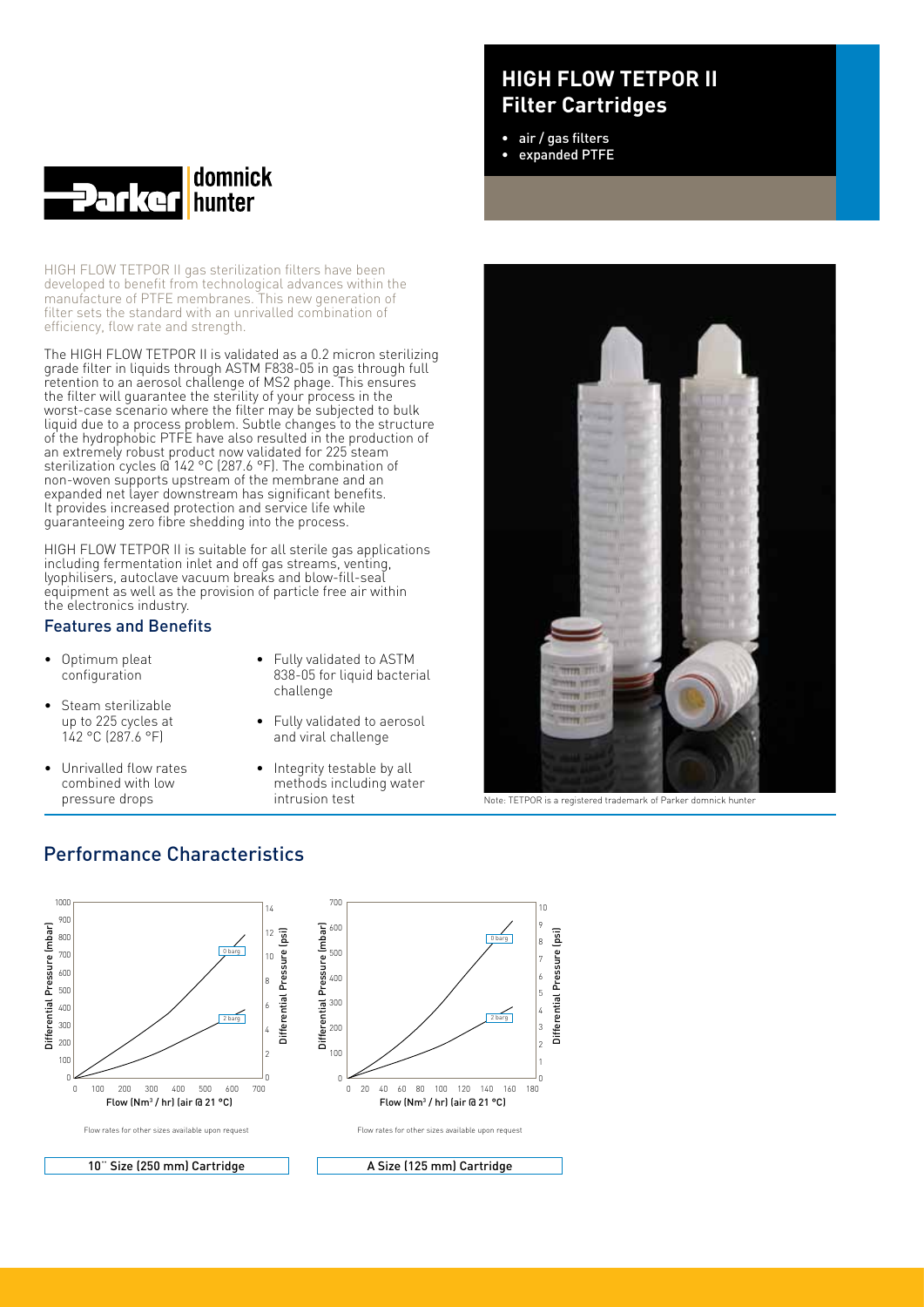# HIGH FLOW TETPOR II Filter Cartridges

- air / gas filters
- expanded PTFE

HIGH FLOW TETPOR II gas sterilization filters have been developed to benefit from technological advances within the manufacture of PTFE membranes. This new generation of filter sets the standard with an unrivalled combination of efficiency, flow rate and strength.

The HIGH FLOW TETPOR II is validated as a 0.2 micron sterilizing grade filter in liquids through ASTM F838-05 in gas through full retention to an aerosol challenge of MS2 phage. This ensures the filter will guarantee the sterility of your process in the worst-case scenario where the filter may be subjected to bulk liquid due to a process problem. Subtle changes to the structure of the hydrophobic PTFE have also resulted in the production of an extremely robust product now validated for 225 steam sterilization cycles @ 142 °C (287.6 °F). The combination of non-woven supports upstream of the membrane and an expanded net layer downstream has significant benefits. It provides increased protection and service life while guaranteeing zero fibre shedding into the process.

HIGH FLOW TETPOR II is suitable for all sterile gas applications including fermentation inlet and off gas streams, venting, lyophilisers, autoclave vacuum breaks and blow-fill-seal equipment as well as the provision of particle free air within the electronics industry.

## Features and Benefits

- Optimum pleat configuration
- Steam sterilizable up to 225 cycles at 142 °C (287.6 °F)
- Unrivalled flow rates combined with low pressure drops
- Fully validated to ASTM 838-05 for liquid bacterial challenge
- Fully validated to aerosol and viral challenge
- Integrity testable by all methods including water intrusion test

Note: TETPOR is a registered trademark of Parker domnick hunter

## Performance Characteristics

Flow rates for other sizes available upon request

10" Size (250 mm) Cartridge

Flow rates for other sizes available upon request

A Size (125 mm) Cartridge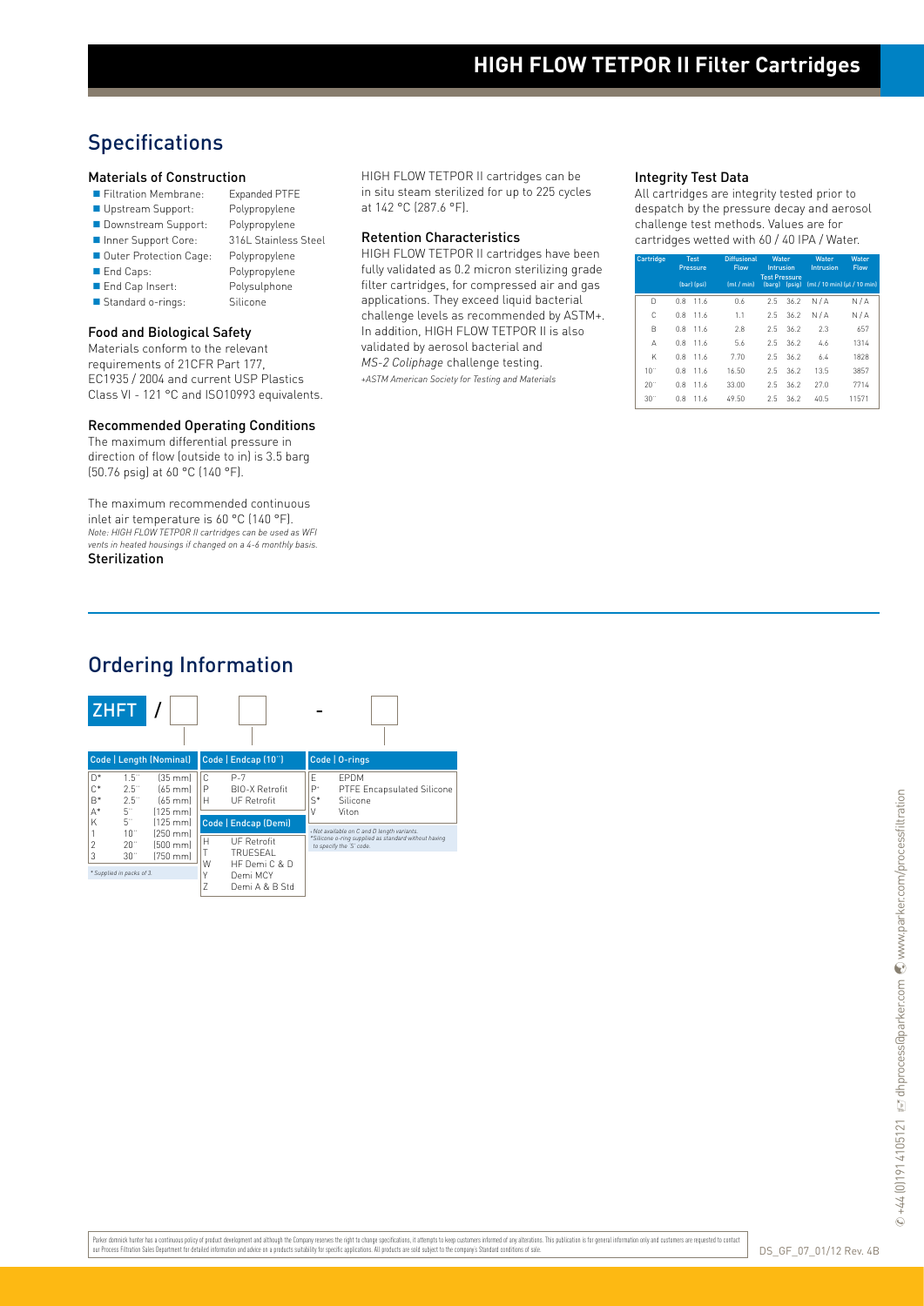# HIGH FLOW TETPOR II Filter Cartridges

## Specifications

### Materials of Construction

- Filtration Membrane: Expanded PTFE
- Upstream Support: Polypropylene
- Downstream Support: Polypropylene
- Inner Support Core: 316L Stainless Steel
- Outer Protection Cage: Polypropylene
- End Caps: Polypropylene
- End Cap Insert: Polysulphone
- Standard o-rings: Silicone

### Food and Biological Safety

Materials conform to the relevant requirements of 21CFR Part 177, EC1935 / 2004 and current USP Plastics Class VI - 121 °C and ISO10993 equivalents.

### Recommended Operating Conditions

The maximum differential pressure in direction of flow (outside to in) is 3.5 barg (50.76 psig) at 60 °C (140 °F).

The maximum recommended continuous inlet air temperature is 60 °C (140 °F).

*Note: HIGH FLOW TETPOR II cartridges can be used as WFI vents in heated housings if changed on a 4-6 monthly basis.*

### Sterilization

HIGH FLOW TETPOR II cartridges can be in situ steam sterilized for up to 225 cycles at 142 °C (287.6 °F).

### Retention Characteristics

HIGH FLOW TETPOR II cartridges have been fully validated as 0.2 micron sterilizing grade filter cartridges, for compressed air and gas applications. They exceed liquid bacterial challenge levels as recommended by ASTM+. In addition, HIGH FLOW TETPOR II is also validated by aerosol bacterial and *MS-2 Coliphage* challenge testing.

*+ASTM American Society for Testing and Materials*

### Integrity Test Data

All cartridges are integrity tested prior to despatch by the pressure decay and aerosol challenge test methods. Values are for cartridges wetted with 60 / 40 IPA / Water.

| Cartridge | Test Pressure | | Diffusional Flow | Water Intrusion Test Pressure | | Water Intrusion | Water Flow |
|---|---|---|---|---|---|---|---|
| | (bar) | (psi) | (ml / min) | (barg) | (psig) | (ml / 10 min) | (μl / 10 min) |
| D | 0.8 | 11.6 | 0.6 | 2.5 | 36.2 | N / A | N / A |
| C | 0.8 | 11.6 | 1.1 | 2.5 | 36.2 | N / A | N / A |
| B | 0.8 | 11.6 | 2.8 | 2.5 | 36.2 | 2.3 | 657 |
| A | 0.8 | 11.6 | 5.6 | 2.5 | 36.2 | 4.6 | 1314 |
| K | 0.8 | 11.6 | 7.70 | 2.5 | 36.2 | 6.4 | 1828 |
| 10" | 0.8 | 11.6 | 16.50 | 2.5 | 36.2 | 13.5 | 3857 |
| 20" | 0.8 | 11.6 | 33.00 | 2.5 | 36.2 | 27.0 | 7714 |
| 30" | 0.8 | 11.6 | 49.50 | 2.5 | 36.2 | 40.5 | 11571 |

## Ordering Information

ZHFT / [ ] [ ] - [ ]

| Code | Length (Nominal) | |
|---|---|---|
| D* | 1.5" | (35 mm) |
| C* | 2.5" | (65 mm) |
| B* | 2.5" | (65 mm) |
| A* | 5" | (125 mm) |
| K | 5" | (125 mm) |
| 1 | 10" | (250 mm) |
| 2 | 20" | (500 mm) |
| 3 | 30" | (750 mm) |

*\* Supplied in packs of 3.*

| Code | Endcap (10") |
|---|---|
| C | P-7 |
| P | BIO-X Retrofit |
| H | UF Retrofit |

| Code | Endcap (Demi) |
|---|---|
| H | UF Retrofit |
| T | TRUESEAL |
| W | HF Demi C & D |
| Y | Demi MCY |
| Z | Demi A & B Std |

| Code | O-rings |
|---|---|
| E | EPDM |
| P+ | PTFE Encapsulated Silicone |
| S* | Silicone |
| V | Viton |

*+ Not available on C and D length variants.*
*\*Silicone o-ring supplied as standard without having to specify the 'S' code.*

Parker domnick hunter has a continuous policy of product development and although the Company reserves the right to change specifications, it attempts to keep customers informed of any alterations. This publication is for general information only and customers are requested to contact our Process Filtration Sales Department for detailed information and advice on a products suitability for specific applications. All products are sold subject to the company's Standard conditions of sale.

DS_GF_07_01/12 Rev. 4B

+44 (0)191 4105121 dhprocess@parker.com www.parker.com/processfiltration